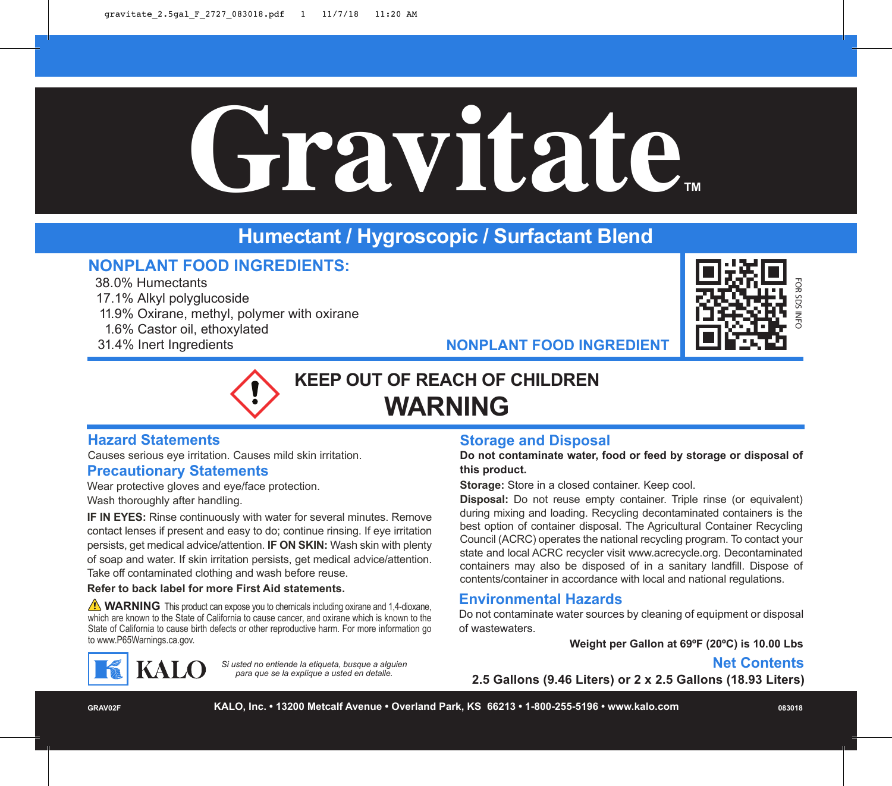# Gravitate™

## Humectant / Hygroscopic / Surfactant Blend

### NONPLANT FOOD INGREDIENTS:

38.0% Humectants
17.1% Alkyl polyglucoside
11.9% Oxirane, methyl, polymer with oxirane
1.6% Castor oil, ethoxylated
31.4% Inert Ingredients

**NONPLANT FOOD INGREDIENT**

FOR SDS INFO

**KEEP OUT OF REACH OF CHILDREN**

# WARNING

### Hazard Statements

Causes serious eye irritation. Causes mild skin irritation.

### Precautionary Statements

Wear protective gloves and eye/face protection.
Wash thoroughly after handling.

**IF IN EYES:** Rinse continuously with water for several minutes. Remove contact lenses if present and easy to do; continue rinsing. If eye irritation persists, get medical advice/attention. **IF ON SKIN:** Wash skin with plenty of soap and water. If skin irritation persists, get medical advice/attention. Take off contaminated clothing and wash before reuse.

**Refer to back label for more First Aid statements.**

⚠ **WARNING** This product can expose you to chemicals including oxirane and 1,4-dioxane, which are known to the State of California to cause cancer, and oxirane which is known to the State of California to cause birth defects or other reproductive harm. For more information go to www.P65Warnings.ca.gov.

KALO

*Si usted no entiende la etiqueta, busque a alguien para que se la explique a usted en detalle.*

### Storage and Disposal

**Do not contaminate water, food or feed by storage or disposal of this product.**

**Storage:** Store in a closed container. Keep cool.

**Disposal:** Do not reuse empty container. Triple rinse (or equivalent) during mixing and loading. Recycling decontaminated containers is the best option of container disposal. The Agricultural Container Recycling Council (ACRC) operates the national recycling program. To contact your state and local ACRC recycler visit www.acrecycle.org. Decontaminated containers may also be disposed of in a sanitary landfill. Dispose of contents/container in accordance with local and national regulations.

### Environmental Hazards

Do not contaminate water sources by cleaning of equipment or disposal of wastewaters.

**Weight per Gallon at 69ºF (20ºC) is 10.00 Lbs**

### Net Contents

**2.5 Gallons (9.46 Liters) or 2 x 2.5 Gallons (18.93 Liters)**

GRAV02F **KALO, Inc. • 13200 Metcalf Avenue • Overland Park, KS 66213 • 1-800-255-5196 • www.kalo.com** 083018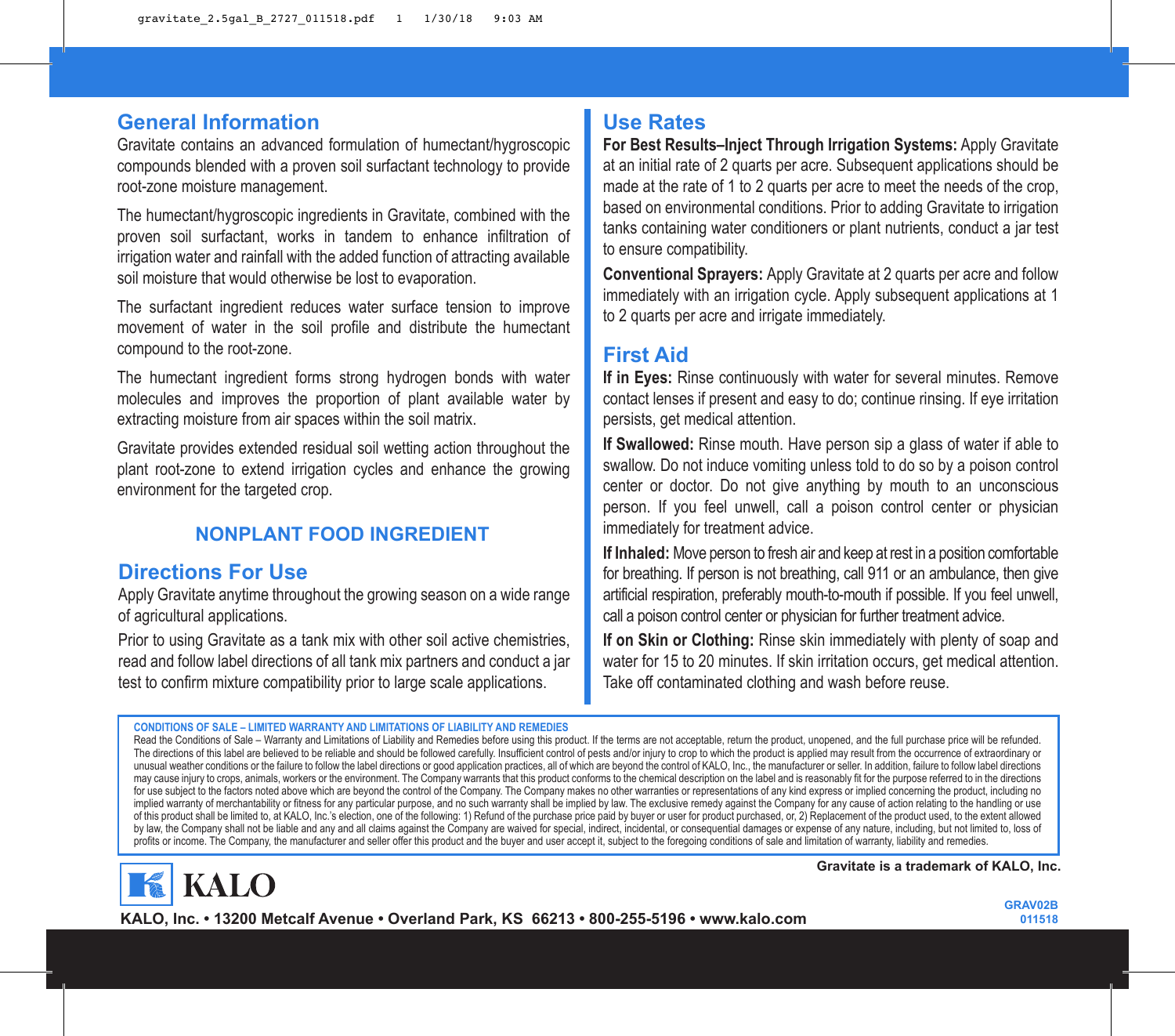## General Information

Gravitate contains an advanced formulation of humectant/hygroscopic compounds blended with a proven soil surfactant technology to provide root-zone moisture management.

The humectant/hygroscopic ingredients in Gravitate, combined with the proven soil surfactant, works in tandem to enhance infiltration of irrigation water and rainfall with the added function of attracting available soil moisture that would otherwise be lost to evaporation.

The surfactant ingredient reduces water surface tension to improve movement of water in the soil profile and distribute the humectant compound to the root-zone.

The humectant ingredient forms strong hydrogen bonds with water molecules and improves the proportion of plant available water by extracting moisture from air spaces within the soil matrix.

Gravitate provides extended residual soil wetting action throughout the plant root-zone to extend irrigation cycles and enhance the growing environment for the targeted crop.

### NONPLANT FOOD INGREDIENT

## Directions For Use

Apply Gravitate anytime throughout the growing season on a wide range of agricultural applications.

Prior to using Gravitate as a tank mix with other soil active chemistries, read and follow label directions of all tank mix partners and conduct a jar test to confirm mixture compatibility prior to large scale applications.

## Use Rates

**For Best Results–Inject Through Irrigation Systems:** Apply Gravitate at an initial rate of 2 quarts per acre. Subsequent applications should be made at the rate of 1 to 2 quarts per acre to meet the needs of the crop, based on environmental conditions. Prior to adding Gravitate to irrigation tanks containing water conditioners or plant nutrients, conduct a jar test to ensure compatibility.

**Conventional Sprayers:** Apply Gravitate at 2 quarts per acre and follow immediately with an irrigation cycle. Apply subsequent applications at 1 to 2 quarts per acre and irrigate immediately.

## First Aid

**If in Eyes:** Rinse continuously with water for several minutes. Remove contact lenses if present and easy to do; continue rinsing. If eye irritation persists, get medical attention.

**If Swallowed:** Rinse mouth. Have person sip a glass of water if able to swallow. Do not induce vomiting unless told to do so by a poison control center or doctor. Do not give anything by mouth to an unconscious person. If you feel unwell, call a poison control center or physician immediately for treatment advice.

**If Inhaled:** Move person to fresh air and keep at rest in a position comfortable for breathing. If person is not breathing, call 911 or an ambulance, then give artificial respiration, preferably mouth-to-mouth if possible. If you feel unwell, call a poison control center or physician for further treatment advice.

**If on Skin or Clothing:** Rinse skin immediately with plenty of soap and water for 15 to 20 minutes. If skin irritation occurs, get medical attention. Take off contaminated clothing and wash before reuse.

**CONDITIONS OF SALE – LIMITED WARRANTY AND LIMITATIONS OF LIABILITY AND REMEDIES**

Read the Conditions of Sale – Warranty and Limitations of Liability and Remedies before using this product. If the terms are not acceptable, return the product, unopened, and the full purchase price will be refunded. The directions of this label are believed to be reliable and should be followed carefully. Insufficient control of pests and/or injury to crop to which the product is applied may result from the occurrence of extraordinary or unusual weather conditions or the failure to follow the label directions or good application practices, all of which are beyond the control of KALO, Inc., the manufacturer or seller. In addition, failure to follow label directions may cause injury to crops, animals, workers or the environment. The Company warrants that this product conforms to the chemical description on the label and is reasonably fit for the purpose referred to in the directions for use subject to the factors noted above which are beyond the control of the Company. The Company makes no other warranties or representations of any kind express or implied concerning the product, including no implied warranty of merchantability or fitness for any particular purpose, and no such warranty shall be implied by law. The exclusive remedy against the Company for any cause of action relating to the handling or use of this product shall be limited to, at KALO, Inc.'s election, one of the following: 1) Refund of the purchase price paid by buyer or user for product purchased, or, 2) Replacement of the product used, to the extent allowed by law, the Company shall not be liable and any and all claims against the Company are waived for special, indirect, incidental, or consequential damages or expense of any nature, including, but not limited to, loss of profits or income. The Company, the manufacturer and seller offer this product and the buyer and user accept it, subject to the foregoing conditions of sale and limitation of warranty, liability and remedies.

KALO

**Gravitate is a trademark of KALO, Inc.**

**KALO, Inc. • 13200 Metcalf Avenue • Overland Park, KS 66213 • 800-255-5196 • www.kalo.com**

GRAV02B
011518